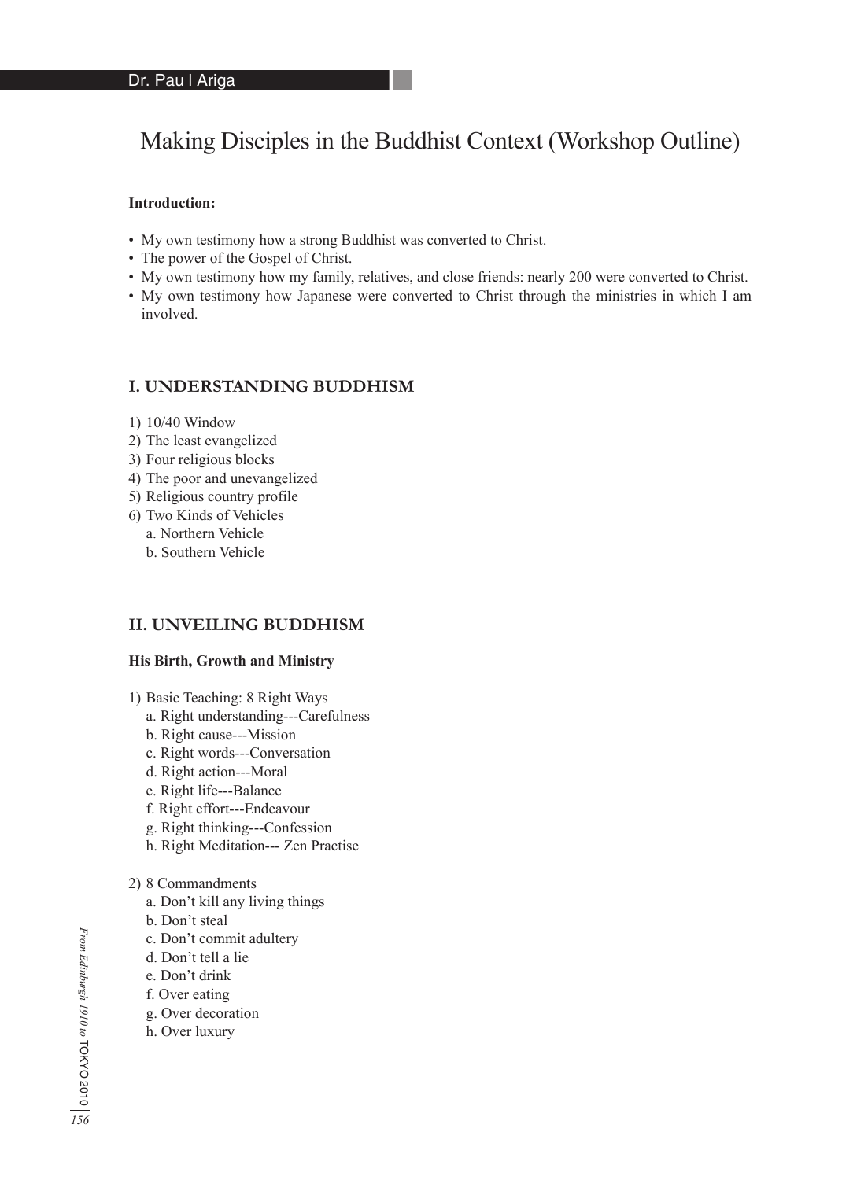Dr. Pau l Ariga

# Making Disciples in the Buddhist Context (Workshop Outline)

**Introduction:**

- My own testimony how a strong Buddhist was converted to Christ.
- The power of the Gospel of Christ.
- My own testimony how my family, relatives, and close friends: nearly 200 were converted to Christ.
- My own testimony how Japanese were converted to Christ through the ministries in which I am involved.

## I. UNDERSTANDING BUDDHISM

1) 10/40 Window
2) The least evangelized
3) Four religious blocks
4) The poor and unevangelized
5) Religious country profile
6) Two Kinds of Vehicles
   a. Northern Vehicle
   b. Southern Vehicle

## II. UNVEILING BUDDHISM

**His Birth, Growth and Ministry**

1) Basic Teaching: 8 Right Ways
   a. Right understanding---Carefulness
   b. Right cause---Mission
   c. Right words---Conversation
   d. Right action---Moral
   e. Right life---Balance
   f. Right effort---Endeavour
   g. Right thinking---Confession
   h. Right Meditation--- Zen Practise

2) 8 Commandments
   a. Don't kill any living things
   b. Don't steal
   c. Don't commit adultery
   d. Don't tell a lie
   e. Don't drink
   f. Over eating
   g. Over decoration
   h. Over luxury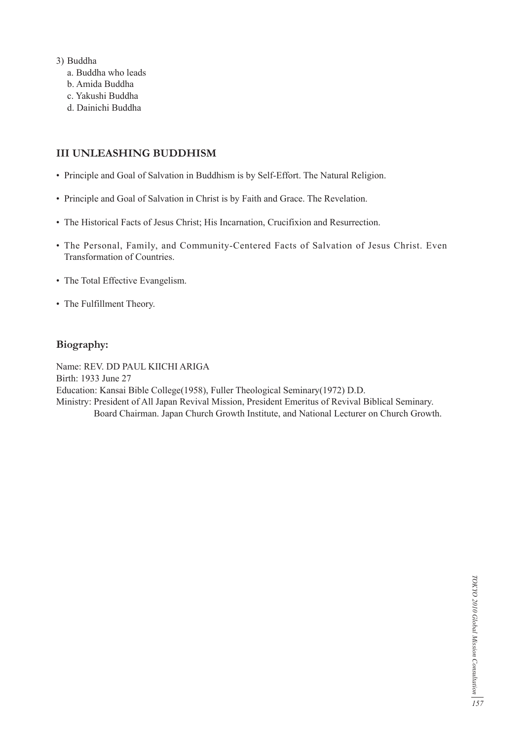3) Buddha
   a. Buddha who leads
   b. Amida Buddha
   c. Yakushi Buddha
   d. Dainichi Buddha

## III UNLEASHING BUDDHISM

- Principle and Goal of Salvation in Buddhism is by Self-Effort. The Natural Religion.
- Principle and Goal of Salvation in Christ is by Faith and Grace. The Revelation.
- The Historical Facts of Jesus Christ; His Incarnation, Crucifixion and Resurrection.
- The Personal, Family, and Community-Centered Facts of Salvation of Jesus Christ. Even Transformation of Countries.
- The Total Effective Evangelism.
- The Fulfillment Theory.

## Biography:

Name: REV. DD PAUL KIICHI ARIGA
Birth: 1933 June 27
Education: Kansai Bible College(1958), Fuller Theological Seminary(1972) D.D.
Ministry: President of All Japan Revival Mission, President Emeritus of Revival Biblical Seminary. Board Chairman. Japan Church Growth Institute, and National Lecturer on Church Growth.